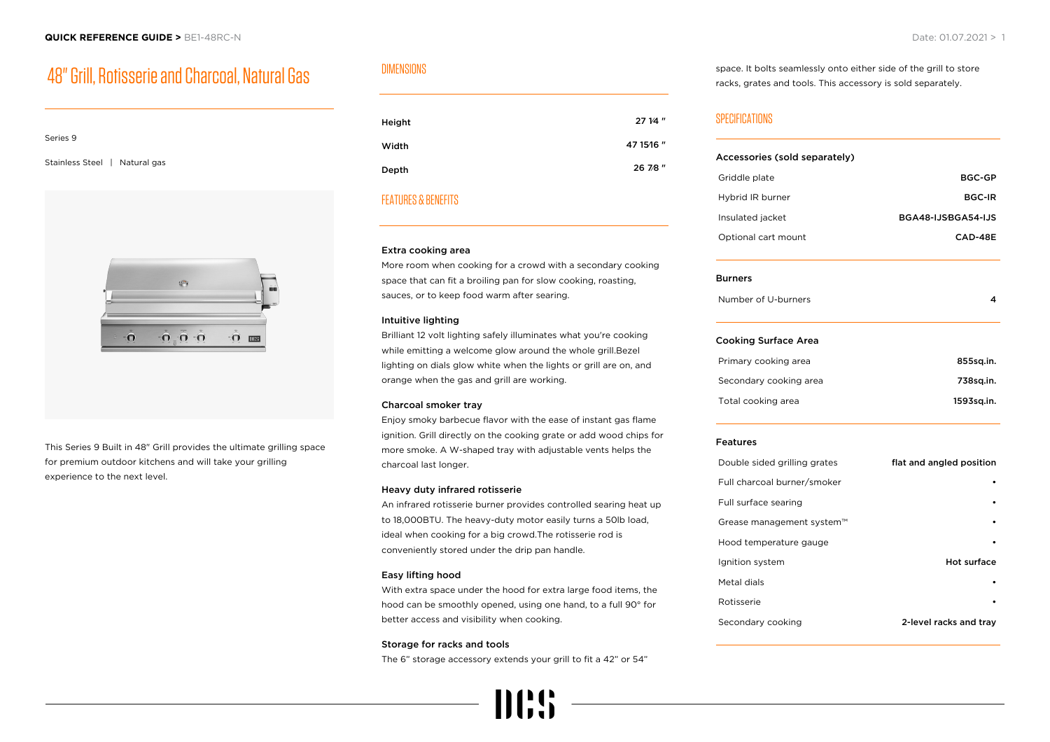# 48" Grill, Rotisserie and Charcoal, Natural Gas

Series 9

Stainless Steel | Natural gas

This Series 9 Built in 48" Grill provides the ultimate grilling space for premium outdoor kitchens and will take your grilling experience to the next level.

## DIMENSIONS

| | |
|---|---|
| Height | 27 1⁄4 " |
| Width | 47 15⁄16 " |
| Depth | 26 7⁄8 " |

## FEATURES & BENEFITS

**Extra cooking area**

More room when cooking for a crowd with a secondary cooking space that can fit a broiling pan for slow cooking, roasting, sauces, or to keep food warm after searing.

**Intuitive lighting**

Brilliant 12 volt lighting safely illuminates what you're cooking while emitting a welcome glow around the whole grill.Bezel lighting on dials glow white when the lights or grill are on, and orange when the gas and grill are working.

**Charcoal smoker tray**

Enjoy smoky barbecue flavor with the ease of instant gas flame ignition. Grill directly on the cooking grate or add wood chips for more smoke. A W-shaped tray with adjustable vents helps the charcoal last longer.

**Heavy duty infrared rotisserie**

An infrared rotisserie burner provides controlled searing heat up to 18,000BTU. The heavy-duty motor easily turns a 50lb load, ideal when cooking for a big crowd.The rotisserie rod is conveniently stored under the drip pan handle.

**Easy lifting hood**

With extra space under the hood for extra large food items, the hood can be smoothly opened, using one hand, to a full 90° for better access and visibility when cooking.

**Storage for racks and tools**

The 6" storage accessory extends your grill to fit a 42" or 54" space. It bolts seamlessly onto either side of the grill to store racks, grates and tools. This accessory is sold separately.

## SPECIFICATIONS

**Accessories (sold separately)**

| | |
|---|---|
| Griddle plate | BGC-GP |
| Hybrid IR burner | BGC-IR |
| Insulated jacket | BGA48-IJSBGA54-IJS |
| Optional cart mount | CAD-48E |

**Burners**

| | |
|---|---|
| Number of U-burners | 4 |

**Cooking Surface Area**

| | |
|---|---|
| Primary cooking area | 855sq.in. |
| Secondary cooking area | 738sq.in. |
| Total cooking area | 1593sq.in. |

**Features**

| | |
|---|---|
| Double sided grilling grates | flat and angled position |
| Full charcoal burner/smoker | • |
| Full surface searing | • |
| Grease management system™ | • |
| Hood temperature gauge | • |
| Ignition system | Hot surface |
| Metal dials | • |
| Rotisserie | • |
| Secondary cooking | 2-level racks and tray |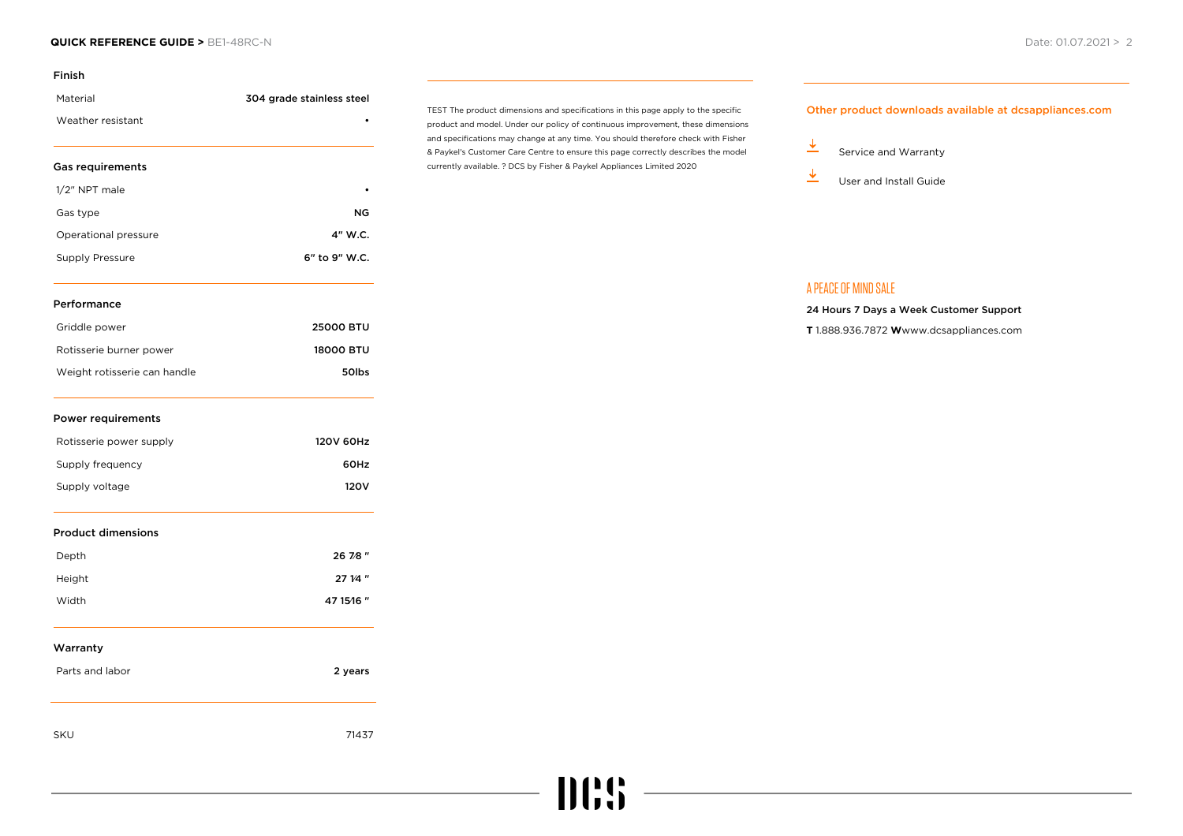## Finish

| | |
|---|---|
| Material | 304 grade stainless steel |
| Weather resistant | • |

## Gas requirements

| | |
|---|---|
| 1/2" NPT male | • |
| Gas type | NG |
| Operational pressure | 4" W.C. |
| Supply Pressure | 6" to 9" W.C. |

## Performance

| | |
|---|---|
| Griddle power | 25000 BTU |
| Rotisserie burner power | 18000 BTU |
| Weight rotisserie can handle | 50lbs |

## Power requirements

| | |
|---|---|
| Rotisserie power supply | 120V 60Hz |
| Supply frequency | 60Hz |
| Supply voltage | 120V |

## Product dimensions

| | |
|---|---|
| Depth | 26 7⁄8 " |
| Height | 27 1⁄4 " |
| Width | 47 15⁄16 " |

## Warranty

| | |
|---|---|
| Parts and labor | 2 years |

SKU 71437

TEST The product dimensions and specifications in this page apply to the specific product and model. Under our policy of continuous improvement, these dimensions and specifications may change at any time. You should therefore check with Fisher & Paykel's Customer Care Centre to ensure this page correctly describes the model currently available. ? DCS by Fisher & Paykel Appliances Limited 2020

**Other product downloads available at dcsappliances.com**

- Service and Warranty
- User and Install Guide

## A PEACE OF MIND SALE

**24 Hours 7 Days a Week Customer Support**

**T** 1.888.936.7872 **W**www.dcsappliances.com

DCS